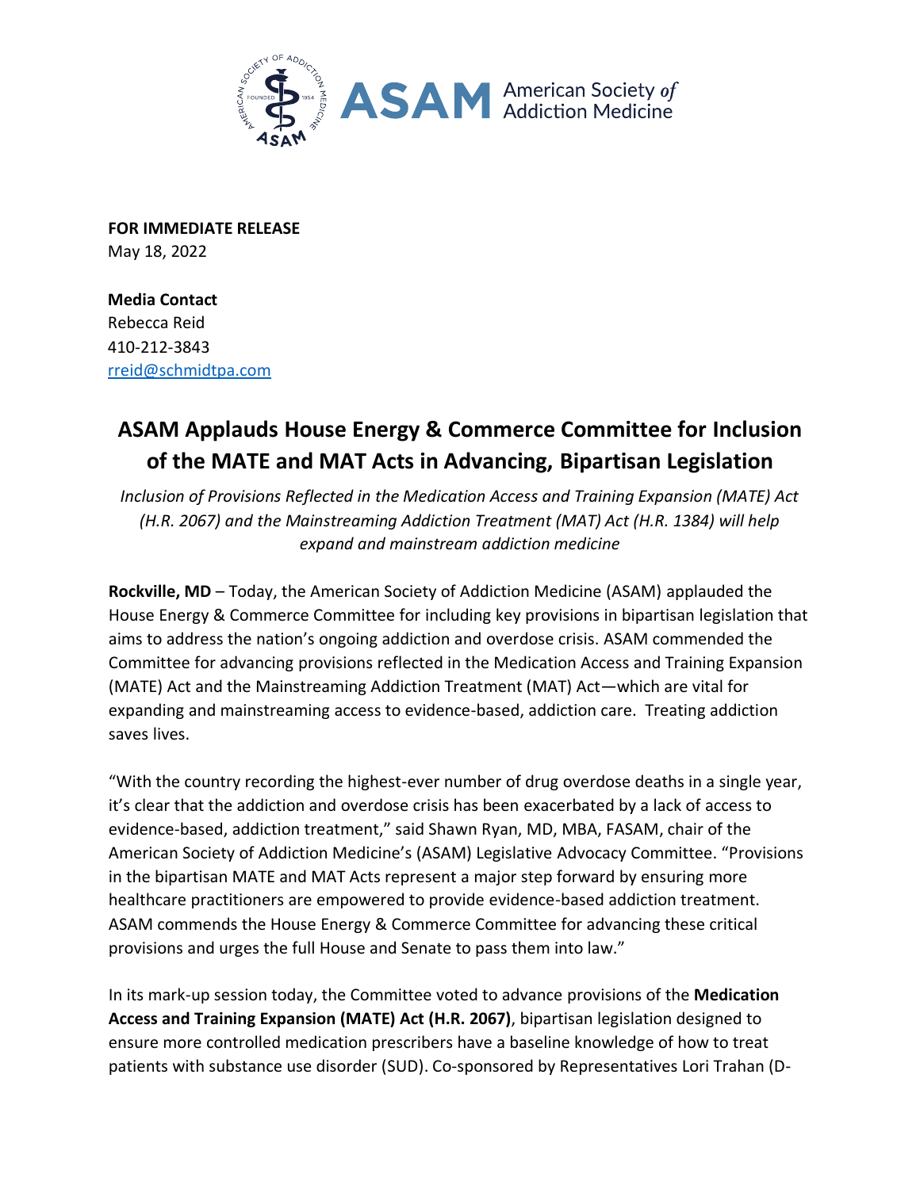**FOR IMMEDIATE RELEASE**
May 18, 2022

**Media Contact**
Rebecca Reid
410-212-3843
rreid@schmidtpa.com

# ASAM Applauds House Energy & Commerce Committee for Inclusion of the MATE and MAT Acts in Advancing, Bipartisan Legislation

*Inclusion of Provisions Reflected in the Medication Access and Training Expansion (MATE) Act (H.R. 2067) and the Mainstreaming Addiction Treatment (MAT) Act (H.R. 1384) will help expand and mainstream addiction medicine*

**Rockville, MD** – Today, the American Society of Addiction Medicine (ASAM) applauded the House Energy & Commerce Committee for including key provisions in bipartisan legislation that aims to address the nation's ongoing addiction and overdose crisis. ASAM commended the Committee for advancing provisions reflected in the Medication Access and Training Expansion (MATE) Act and the Mainstreaming Addiction Treatment (MAT) Act—which are vital for expanding and mainstreaming access to evidence-based, addiction care. Treating addiction saves lives.

"With the country recording the highest-ever number of drug overdose deaths in a single year, it's clear that the addiction and overdose crisis has been exacerbated by a lack of access to evidence-based, addiction treatment," said Shawn Ryan, MD, MBA, FASAM, chair of the American Society of Addiction Medicine's (ASAM) Legislative Advocacy Committee. "Provisions in the bipartisan MATE and MAT Acts represent a major step forward by ensuring more healthcare practitioners are empowered to provide evidence-based addiction treatment. ASAM commends the House Energy & Commerce Committee for advancing these critical provisions and urges the full House and Senate to pass them into law."

In its mark-up session today, the Committee voted to advance provisions of the **Medication Access and Training Expansion (MATE) Act (H.R. 2067)**, bipartisan legislation designed to ensure more controlled medication prescribers have a baseline knowledge of how to treat patients with substance use disorder (SUD). Co-sponsored by Representatives Lori Trahan (D-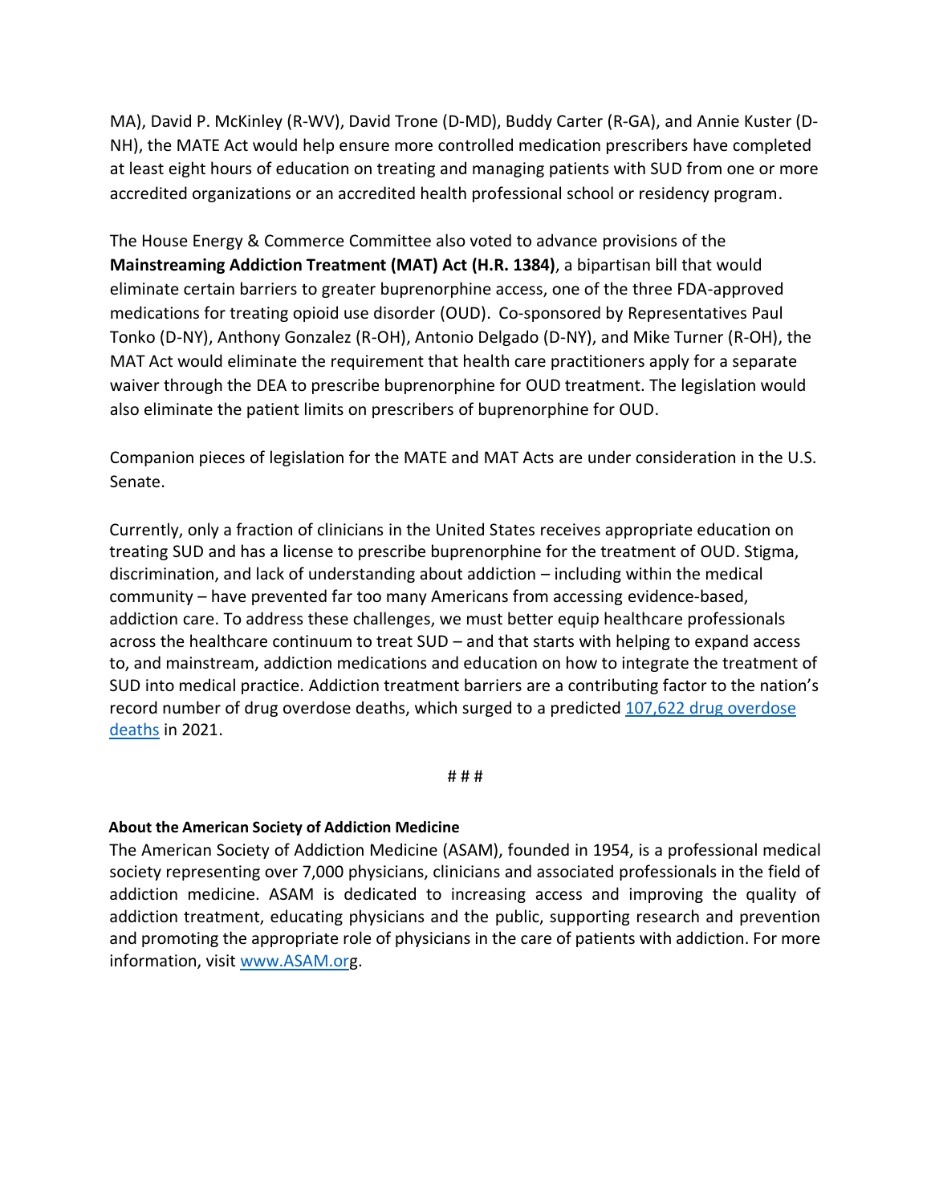MA), David P. McKinley (R-WV), David Trone (D-MD), Buddy Carter (R-GA), and Annie Kuster (D-NH), the MATE Act would help ensure more controlled medication prescribers have completed at least eight hours of education on treating and managing patients with SUD from one or more accredited organizations or an accredited health professional school or residency program.

The House Energy & Commerce Committee also voted to advance provisions of the **Mainstreaming Addiction Treatment (MAT) Act (H.R. 1384)**, a bipartisan bill that would eliminate certain barriers to greater buprenorphine access, one of the three FDA-approved medications for treating opioid use disorder (OUD). Co-sponsored by Representatives Paul Tonko (D-NY), Anthony Gonzalez (R-OH), Antonio Delgado (D-NY), and Mike Turner (R-OH), the MAT Act would eliminate the requirement that health care practitioners apply for a separate waiver through the DEA to prescribe buprenorphine for OUD treatment. The legislation would also eliminate the patient limits on prescribers of buprenorphine for OUD.

Companion pieces of legislation for the MATE and MAT Acts are under consideration in the U.S. Senate.

Currently, only a fraction of clinicians in the United States receives appropriate education on treating SUD and has a license to prescribe buprenorphine for the treatment of OUD. Stigma, discrimination, and lack of understanding about addiction – including within the medical community – have prevented far too many Americans from accessing evidence-based, addiction care. To address these challenges, we must better equip healthcare professionals across the healthcare continuum to treat SUD – and that starts with helping to expand access to, and mainstream, addiction medications and education on how to integrate the treatment of SUD into medical practice. Addiction treatment barriers are a contributing factor to the nation's record number of drug overdose deaths, which surged to a predicted 107,622 drug overdose deaths in 2021.

# # #

**About the American Society of Addiction Medicine**

The American Society of Addiction Medicine (ASAM), founded in 1954, is a professional medical society representing over 7,000 physicians, clinicians and associated professionals in the field of addiction medicine. ASAM is dedicated to increasing access and improving the quality of addiction treatment, educating physicians and the public, supporting research and prevention and promoting the appropriate role of physicians in the care of patients with addiction. For more information, visit www.ASAM.org.